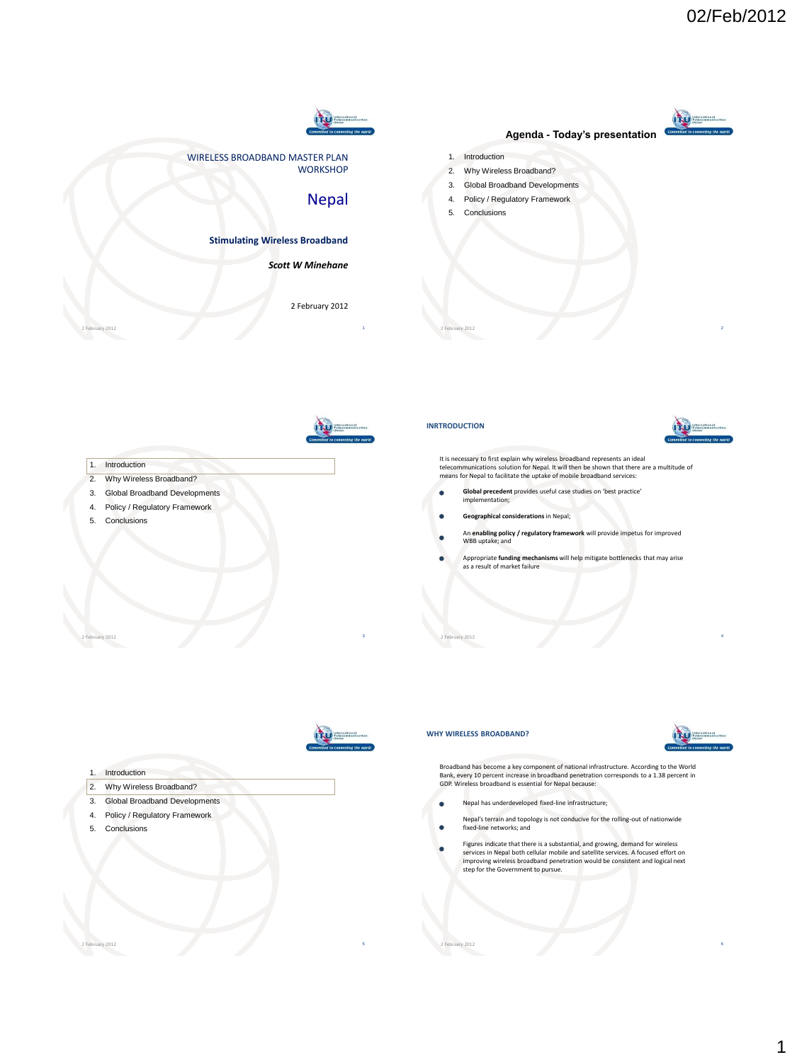# WIRELESS BROADBAND MASTER PLAN WORKSHOP

## Nepal

**Stimulating Wireless Broadband**

***Scott W Minehane***

2 February 2012

---

## Agenda - Today's presentation

1. Introduction
2. Why Wireless Broadband?
3. Global Broadband Developments
4. Policy / Regulatory Framework
5. Conclusions

---

1. Introduction
2. Why Wireless Broadband?
3. Global Broadband Developments
4. Policy / Regulatory Framework
5. Conclusions

---

## INRTRODUCTION

It is necessary to first explain why wireless broadband represents an ideal telecommunications solution for Nepal. It will then be shown that there are a multitude of means for Nepal to facilitate the uptake of mobile broadband services:

- **Global precedent** provides useful case studies on 'best practice' implementation;
- **Geographical considerations** in Nepal;
- An **enabling policy / regulatory framework** will provide impetus for improved WBB uptake; and
- Appropriate **funding mechanisms** will help mitigate bottlenecks that may arise as a result of market failure

---

1. Introduction
2. Why Wireless Broadband?
3. Global Broadband Developments
4. Policy / Regulatory Framework
5. Conclusions

---

## WHY WIRELESS BROADBAND?

Broadband has become a key component of national infrastructure. According to the World Bank, every 10 percent increase in broadband penetration corresponds to a 1.38 percent in GDP. Wireless broadband is essential for Nepal because:

- Nepal has underdeveloped fixed-line infrastructure;
- Nepal's terrain and topology is not conducive for the rolling-out of nationwide fixed-line networks; and
- Figures indicate that there is a substantial, and growing, demand for wireless services in Nepal both cellular mobile and satellite services. A focused effort on improving wireless broadband penetration would be consistent and logical next step for the Government to pursue.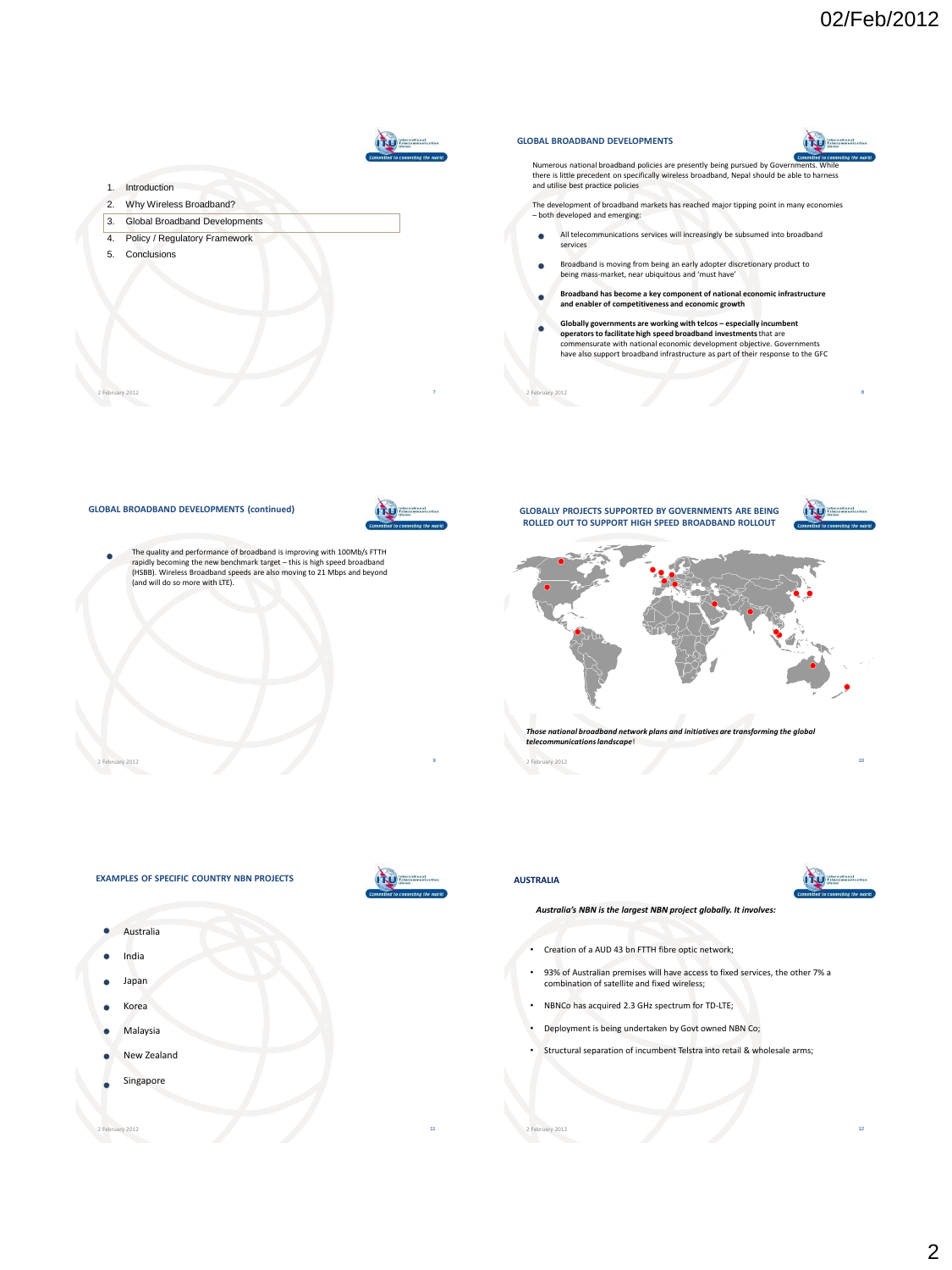1. Introduction
2. Why Wireless Broadband?
3. Global Broadband Developments
4. Policy / Regulatory Framework
5. Conclusions

## GLOBAL BROADBAND DEVELOPMENTS

Numerous national broadband policies are presently being pursued by Governments. While there is little precedent on specifically wireless broadband, Nepal should be able to harness and utilise best practice policies

The development of broadband markets has reached major tipping point in many economies – both developed and emerging:

- All telecommunications services will increasingly be subsumed into broadband services
- Broadband is moving from being an early adopter discretionary product to being mass-market, near ubiquitous and 'must have'
- **Broadband has become a key component of national economic infrastructure and enabler of competitiveness and economic growth**
- **Globally governments are working with telcos – especially incumbent operators to facilitate high speed broadband investments** that are commensurate with national economic development objective. Governments have also support broadband infrastructure as part of their response to the GFC

## GLOBAL BROADBAND DEVELOPMENTS (continued)

- The quality and performance of broadband is improving with 100Mb/s FTTH rapidly becoming the new benchmark target – this is high speed broadband (HSBB). Wireless Broadband speeds are also moving to 21 Mbps and beyond (and will do so more with LTE).

## GLOBALLY PROJECTS SUPPORTED BY GOVERNMENTS ARE BEING ROLLED OUT TO SUPPORT HIGH SPEED BROADBAND ROLLOUT

***Those national broadband network plans and initiatives are transforming the global telecommunications landscape*!**

## EXAMPLES OF SPECIFIC COUNTRY NBN PROJECTS

- Australia
- India
- Japan
- Korea
- Malaysia
- New Zealand
- Singapore

## AUSTRALIA

***Australia's NBN is the largest NBN project globally. It involves:***

- Creation of a AUD 43 bn FTTH fibre optic network;
- 93% of Australian premises will have access to fixed services, the other 7% a combination of satellite and fixed wireless;
- NBNCo has acquired 2.3 GHz spectrum for TD-LTE;
- Deployment is being undertaken by Govt owned NBN Co;
- Structural separation of incumbent Telstra into retail & wholesale arms;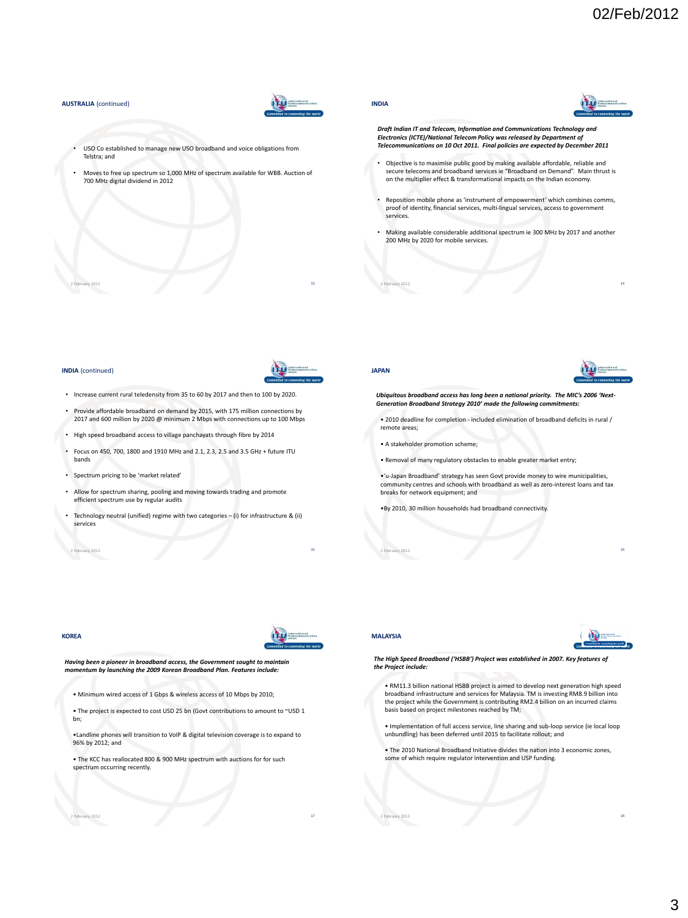## AUSTRALIA (continued)

- USO Co established to manage new USO broadband and voice obligations from Telstra; and
- Moves to free up spectrum so 1,000 MHz of spectrum available for WBB. Auction of 700 MHz digital dividend in 2012

## INDIA

***Draft Indian IT and Telecom, Information and Communications Technology and Electronics (ICTE)/National Telecom Policy was released by Department of Telecommunications on 10 Oct 2011. Final policies are expected by December 2011***

- Objective is to maximise public good by making available affordable, reliable and secure telecoms and broadband services ie "Broadband on Demand". Main thrust is on the multiplier effect & transformational impacts on the Indian economy.
- Reposition mobile phone as 'instrument of empowerment' which combines comms, proof of identity, financial services, multi-lingual services, access to government services.
- Making available considerable additional spectrum ie 300 MHz by 2017 and another 200 MHz by 2020 for mobile services.

## INDIA (continued)

- Increase current rural teledensity from 35 to 60 by 2017 and then to 100 by 2020.
- Provide affordable broadband on demand by 2015, with 175 million connections by 2017 and 600 million by 2020 @ minimum 2 Mbps with connections up to 100 Mbps
- High speed broadband access to village panchayats through fibre by 2014
- Focus on 450, 700, 1800 and 1910 MHz and 2.1, 2.3, 2.5 and 3.5 GHz + future ITU bands
- Spectrum pricing to be 'market related'
- Allow for spectrum sharing, pooling and moving towards trading and promote efficient spectrum use by regular audits
- Technology neutral (unified) regime with two categories – (i) for infrastructure & (ii) services

## JAPAN

***Ubiquitous broadband access has long been a national priority. The MIC's 2006 'Next-Generation Broadband Strategy 2010' made the following commitments:***

- 2010 deadline for completion - included elimination of broadband deficits in rural / remote areas;
- A stakeholder promotion scheme;
- Removal of many regulatory obstacles to enable greater market entry;
- 'u-Japan Broadband' strategy has seen Govt provide money to wire municipalities, community centres and schools with broadband as well as zero-interest loans and tax breaks for network equipment; and
- By 2010, 30 million households had broadband connectivity.

## KOREA

***Having been a pioneer in broadband access, the Government sought to maintain momentum by launching the 2009 Korean Broadband Plan. Features include:***

- Minimum wired access of 1 Gbps & wireless access of 10 Mbps by 2010;
- The project is expected to cost USD 25 bn (Govt contributions to amount to ~USD 1 bn;
- Landline phones will transition to VoIP & digital television coverage is to expand to 96% by 2012; and
- The KCC has reallocated 800 & 900 MHz spectrum with auctions for for such spectrum occurring recently.

## MALAYSIA

***The High Speed Broadband ('HSBB') Project was established in 2007. Key features of the Project include:***

- RM11.3 billion national HSBB project is aimed to develop next generation high speed broadband infrastructure and services for Malaysia. TM is investing RM8.9 billion into the project while the Government is contributing RM2.4 billion on an incurred claims basis based on project milestones reached by TM;
- Implementation of full access service, line sharing and sub-loop service (ie local loop unbundling) has been deferred until 2015 to facilitate rollout; and
- The 2010 National Broadband Initiative divides the nation into 3 economic zones, some of which require regulator intervention and USP funding.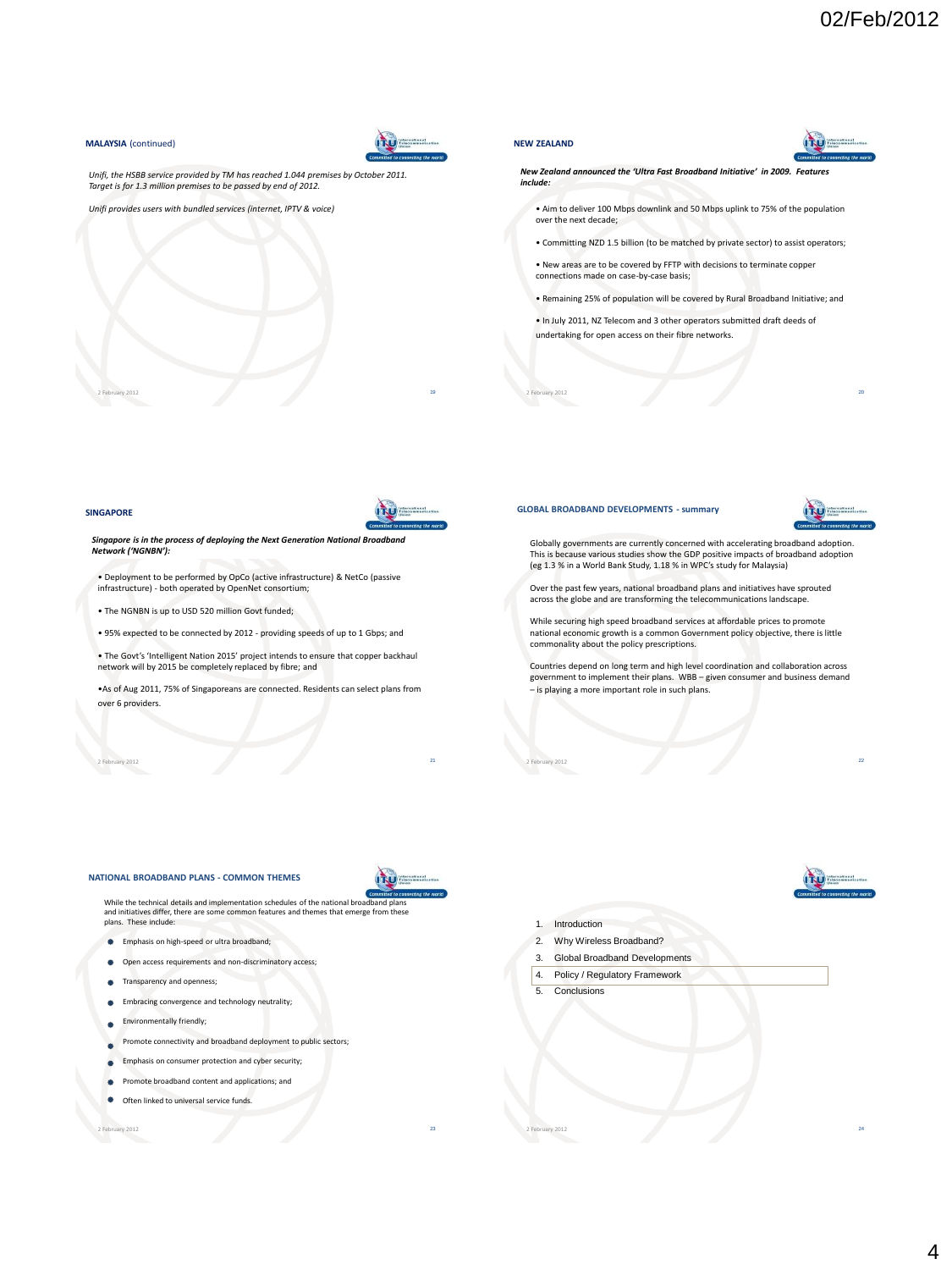## MALAYSIA (continued)

*Unifi, the HSBB service provided by TM has reached 1.044 premises by October 2011. Target is for 1.3 million premises to be passed by end of 2012.*

*Unifi provides users with bundled services (internet, IPTV & voice)*

## NEW ZEALAND

***New Zealand announced the 'Ultra Fast Broadband Initiative' in 2009. Features include:***

- Aim to deliver 100 Mbps downlink and 50 Mbps uplink to 75% of the population over the next decade;
- Committing NZD 1.5 billion (to be matched by private sector) to assist operators;
- New areas are to be covered by FFTP with decisions to terminate copper connections made on case-by-case basis;
- Remaining 25% of population will be covered by Rural Broadband Initiative; and
- In July 2011, NZ Telecom and 3 other operators submitted draft deeds of undertaking for open access on their fibre networks.

## SINGAPORE

***Singapore is in the process of deploying the Next Generation National Broadband Network ('NGNBN'):***

- Deployment to be performed by OpCo (active infrastructure) & NetCo (passive infrastructure) - both operated by OpenNet consortium;
- The NGNBN is up to USD 520 million Govt funded;
- 95% expected to be connected by 2012 - providing speeds of up to 1 Gbps; and
- The Govt's 'Intelligent Nation 2015' project intends to ensure that copper backhaul network will by 2015 be completely replaced by fibre; and
- As of Aug 2011, 75% of Singaporeans are connected. Residents can select plans from over 6 providers.

## GLOBAL BROADBAND DEVELOPMENTS - summary

Globally governments are currently concerned with accelerating broadband adoption. This is because various studies show the GDP positive impacts of broadband adoption (eg 1.3 % in a World Bank Study, 1.18 % in WPC's study for Malaysia)

Over the past few years, national broadband plans and initiatives have sprouted across the globe and are transforming the telecommunications landscape.

While securing high speed broadband services at affordable prices to promote national economic growth is a common Government policy objective, there is little commonality about the policy prescriptions.

Countries depend on long term and high level coordination and collaboration across government to implement their plans. WBB – given consumer and business demand – is playing a more important role in such plans.

## NATIONAL BROADBAND PLANS - COMMON THEMES

While the technical details and implementation schedules of the national broadband plans and initiatives differ, there are some common features and themes that emerge from these plans. These include:

- Emphasis on high-speed or ultra broadband;
- Open access requirements and non-discriminatory access;
- Transparency and openness;
- Embracing convergence and technology neutrality;
- Environmentally friendly;
- Promote connectivity and broadband deployment to public sectors;
- Emphasis on consumer protection and cyber security;
- Promote broadband content and applications; and
- Often linked to universal service funds.

1. Introduction
2. Why Wireless Broadband?
3. Global Broadband Developments
4. **Policy / Regulatory Framework**
5. Conclusions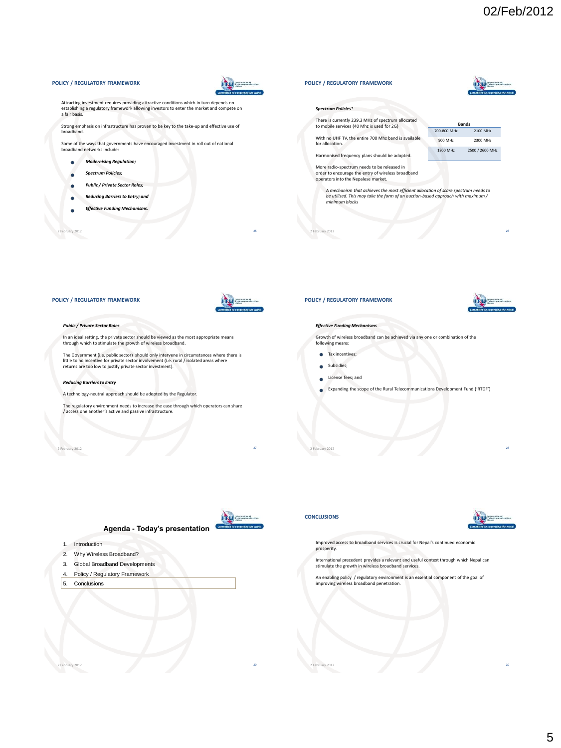## POLICY / REGULATORY FRAMEWORK

Attracting investment requires providing attractive conditions which in turn depends on establishing a regulatory framework allowing investors to enter the market and compete on a fair basis.

Strong emphasis on infrastructure has proven to be key to the take-up and effective use of broadband.

Some of the ways that governments have encouraged investment in roll out of national broadband networks include:

- ***Modernising Regulation;***
- ***Spectrum Policies;***
- ***Public / Private Sector Roles;***
- ***Reducing Barriers to Entry; and***
- ***Effective Funding Mechanisms.***

## POLICY / REGULATORY FRAMEWORK

***Spectrum Policies****

There is currently 239.3 MHz of spectrum allocated to mobile services (40 Mhz is used for 2G)

With no UHF TV, the entire 700 Mhz band is available for allocation.

Harmonised frequency plans should be adopted.

More radio-spectrum needs to be released in order to encourage the entry of wireless broadband operators into the Nepalese market.

| Bands | |
|---|---|
| 700-800 MHz | 2100 MHz |
| 900 MHz | 2300 MHz |
| 1800 MHz | 2500 / 2600 MHz |

*A mechanism that achieves the most efficient allocation of scare spectrum needs to be utilised. This may take the form of an auction-based approach with maximum / minimum blocks*

## POLICY / REGULATORY FRAMEWORK

***Public / Private Sector Roles***

In an ideal setting, the private sector should be viewed as the most appropriate means through which to stimulate the growth of wireless broadband.

The Government (i.e. public sector) should only intervene in circumstances where there is little to no incentive for private sector involvement (i.e. rural / isolated areas where returns are too low to justify private sector investment).

***Reducing Barriers to Entry***

A technology-neutral approach should be adopted by the Regulator.

The regulatory environment needs to increase the ease through which operators can share / access one another's active and passive infrastructure.

## POLICY / REGULATORY FRAMEWORK

***Effective Funding Mechanisms***

Growth of wireless broadband can be achieved via any one or combination of the following means:

- Tax incentives;
- Subsidies;
- License fees; and
- Expanding the scope of the Rural Telecommunications Development Fund ('RTDF')

## Agenda - Today's presentation

1. Introduction
2. Why Wireless Broadband?
3. Global Broadband Developments
4. Policy / Regulatory Framework
5. Conclusions

## CONCLUSIONS

Improved access to broadband services is crucial for Nepal's continued economic prosperity.

International precedent provides a relevant and useful context through which Nepal can stimulate the growth in wireless broadband services.

An enabling policy / regulatory environment is an essential component of the goal of improving wireless broadband penetration.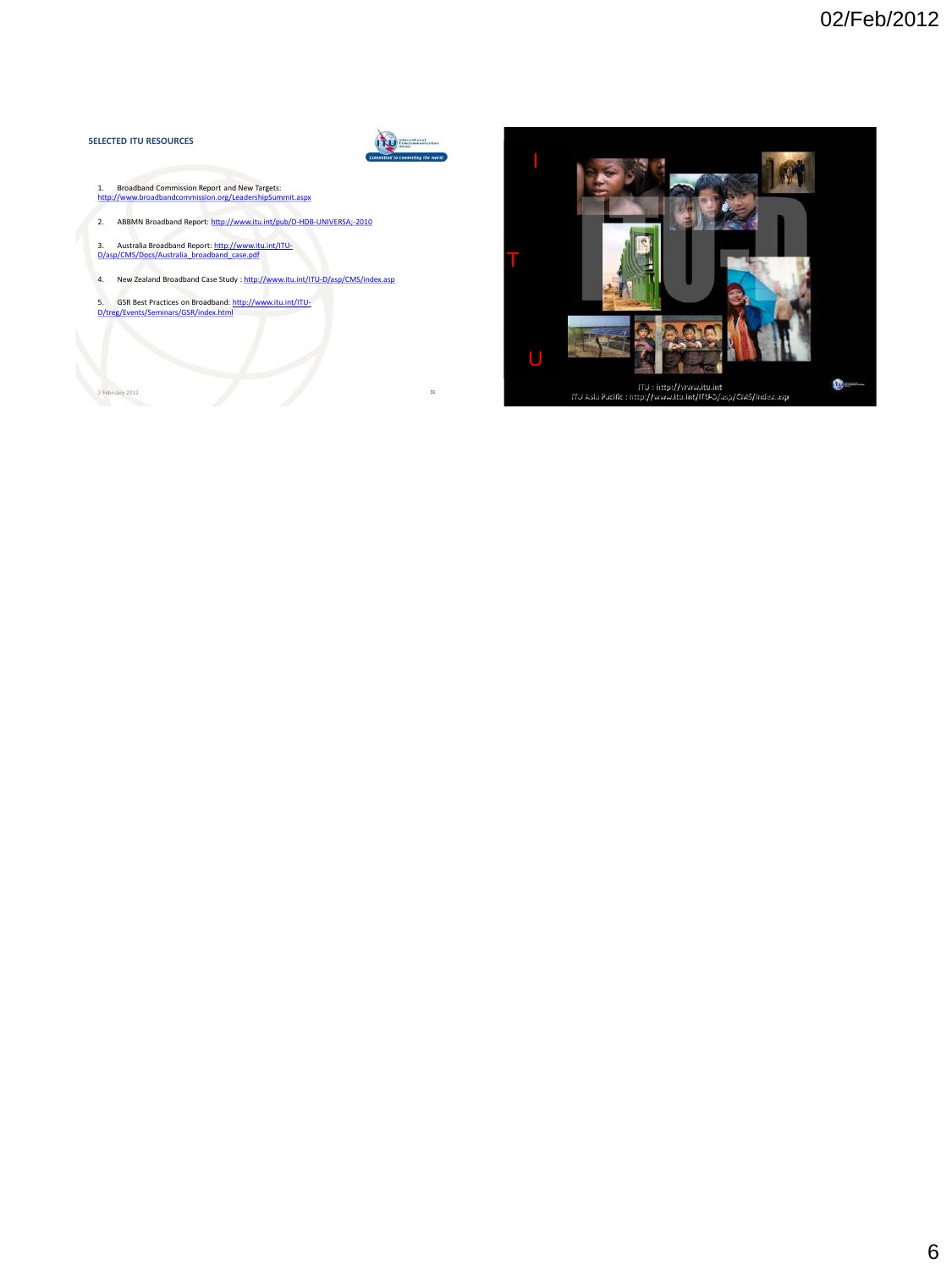## SELECTED ITU RESOURCES

1. Broadband Commission Report and New Targets: http://www.broadbandcommission.org/LeadershipSummit.aspx

2. ABBMN Broadband Report: http://www.itu.int/pub/D-HDB-UNIVERSAL-2010

3. Australia Broadband Report: http://www.itu.int/ITU-D/asp/CMS/Docs/Australia_broadband_case.pdf

4. New Zealand Broadband Case Study : http://www.itu.int/ITU-D/asp/CMS/index.asp

5. GSR Best Practices on Broadband: http://www.itu.int/ITU-D/treg/Events/Seminars/GSR/index.html

ITU : http://www.itu.int
ITU Asia Pacific : http://www.itu.int/ITU-D/asp/CMS/index.asp